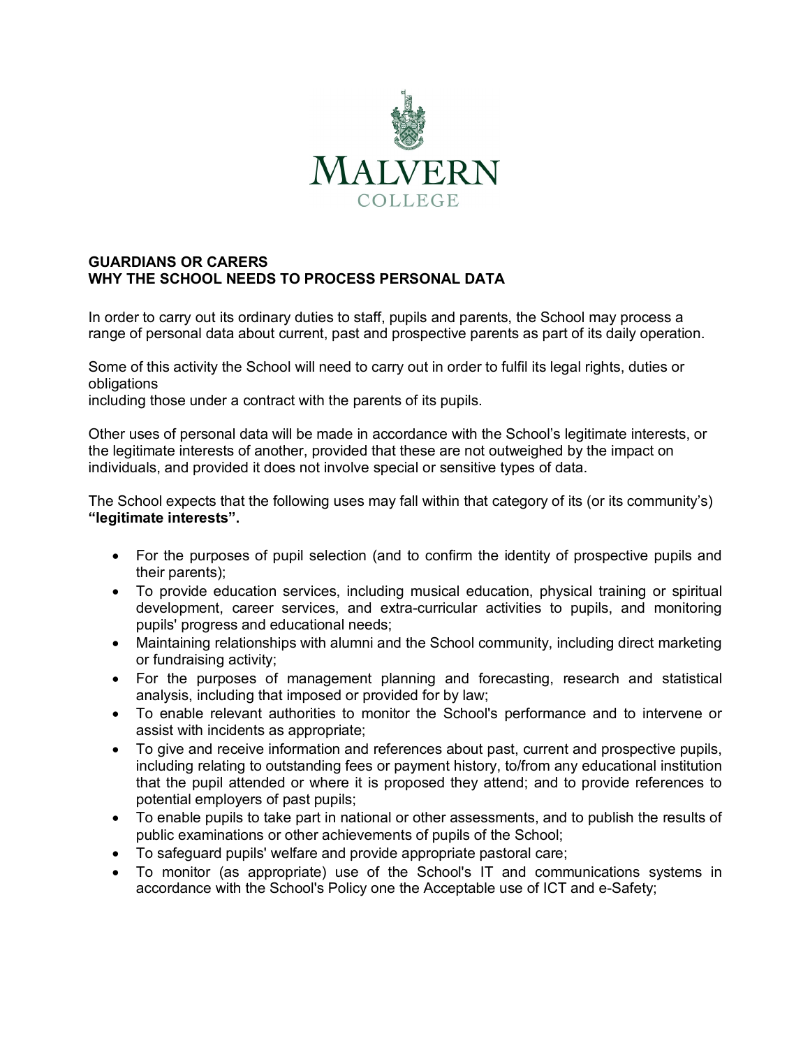MALVERN
COLLEGE

**GUARDIANS OR CARERS**
**WHY THE SCHOOL NEEDS TO PROCESS PERSONAL DATA**

In order to carry out its ordinary duties to staff, pupils and parents, the School may process a range of personal data about current, past and prospective parents as part of its daily operation.

Some of this activity the School will need to carry out in order to fulfil its legal rights, duties or obligations
including those under a contract with the parents of its pupils.

Other uses of personal data will be made in accordance with the School's legitimate interests, or the legitimate interests of another, provided that these are not outweighed by the impact on individuals, and provided it does not involve special or sensitive types of data.

The School expects that the following uses may fall within that category of its (or its community's) **"legitimate interests".**

- For the purposes of pupil selection (and to confirm the identity of prospective pupils and their parents);
- To provide education services, including musical education, physical training or spiritual development, career services, and extra-curricular activities to pupils, and monitoring pupils' progress and educational needs;
- Maintaining relationships with alumni and the School community, including direct marketing or fundraising activity;
- For the purposes of management planning and forecasting, research and statistical analysis, including that imposed or provided for by law;
- To enable relevant authorities to monitor the School's performance and to intervene or assist with incidents as appropriate;
- To give and receive information and references about past, current and prospective pupils, including relating to outstanding fees or payment history, to/from any educational institution that the pupil attended or where it is proposed they attend; and to provide references to potential employers of past pupils;
- To enable pupils to take part in national or other assessments, and to publish the results of public examinations or other achievements of pupils of the School;
- To safeguard pupils' welfare and provide appropriate pastoral care;
- To monitor (as appropriate) use of the School's IT and communications systems in accordance with the School's Policy one the Acceptable use of ICT and e-Safety;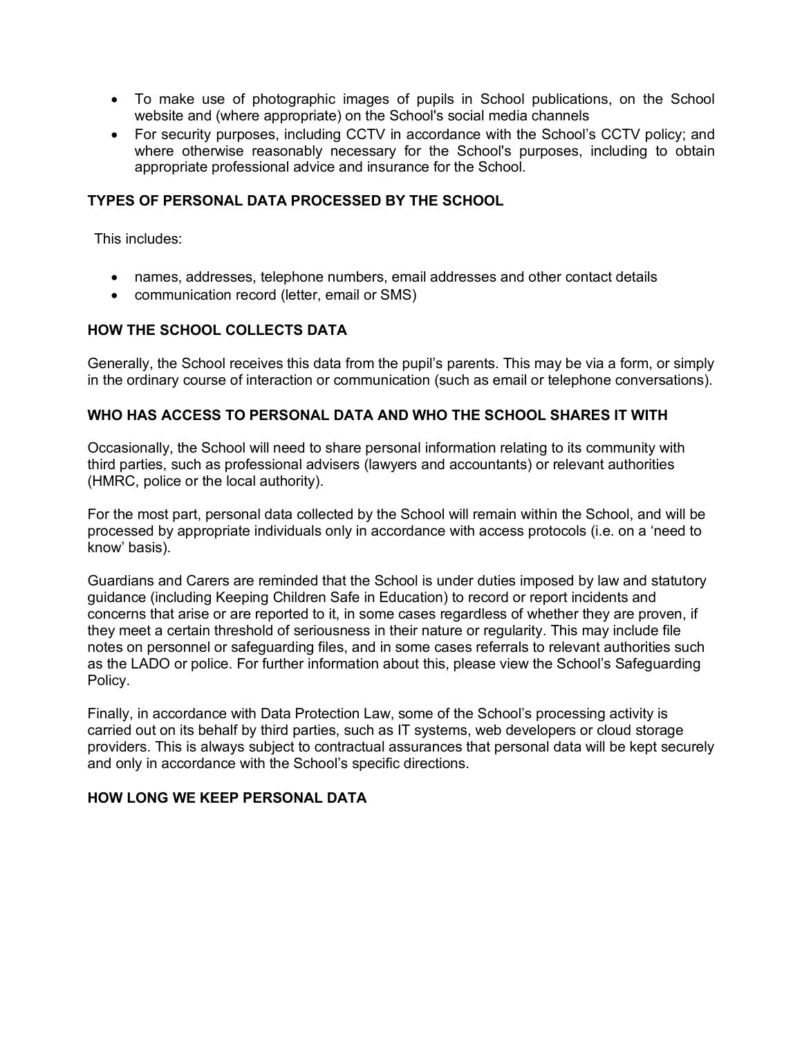- To make use of photographic images of pupils in School publications, on the School website and (where appropriate) on the School's social media channels
- For security purposes, including CCTV in accordance with the School's CCTV policy; and where otherwise reasonably necessary for the School's purposes, including to obtain appropriate professional advice and insurance for the School.

**TYPES OF PERSONAL DATA PROCESSED BY THE SCHOOL**

This includes:

- names, addresses, telephone numbers, email addresses and other contact details
- communication record (letter, email or SMS)

**HOW THE SCHOOL COLLECTS DATA**

Generally, the School receives this data from the pupil's parents. This may be via a form, or simply in the ordinary course of interaction or communication (such as email or telephone conversations).

**WHO HAS ACCESS TO PERSONAL DATA AND WHO THE SCHOOL SHARES IT WITH**

Occasionally, the School will need to share personal information relating to its community with third parties, such as professional advisers (lawyers and accountants) or relevant authorities (HMRC, police or the local authority).

For the most part, personal data collected by the School will remain within the School, and will be processed by appropriate individuals only in accordance with access protocols (i.e. on a 'need to know' basis).

Guardians and Carers are reminded that the School is under duties imposed by law and statutory guidance (including Keeping Children Safe in Education) to record or report incidents and concerns that arise or are reported to it, in some cases regardless of whether they are proven, if they meet a certain threshold of seriousness in their nature or regularity. This may include file notes on personnel or safeguarding files, and in some cases referrals to relevant authorities such as the LADO or police. For further information about this, please view the School's Safeguarding Policy.

Finally, in accordance with Data Protection Law, some of the School's processing activity is carried out on its behalf by third parties, such as IT systems, web developers or cloud storage providers. This is always subject to contractual assurances that personal data will be kept securely and only in accordance with the School's specific directions.

**HOW LONG WE KEEP PERSONAL DATA**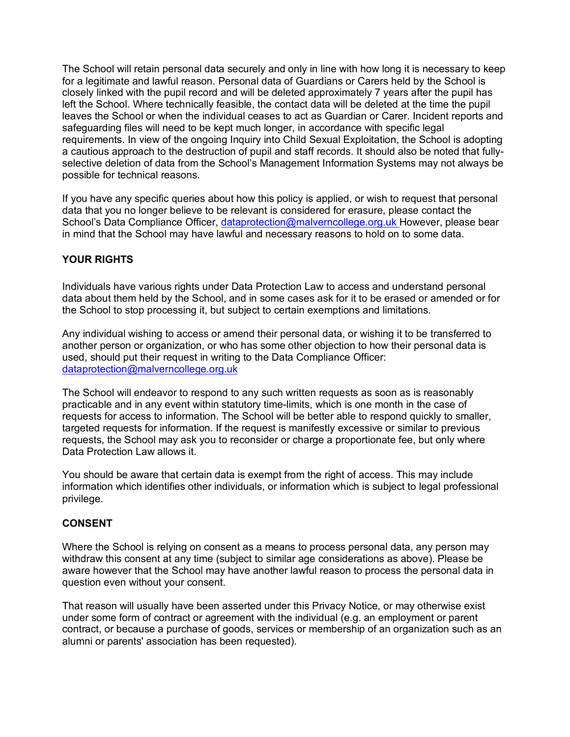The School will retain personal data securely and only in line with how long it is necessary to keep for a legitimate and lawful reason. Personal data of Guardians or Carers held by the School is closely linked with the pupil record and will be deleted approximately 7 years after the pupil has left the School. Where technically feasible, the contact data will be deleted at the time the pupil leaves the School or when the individual ceases to act as Guardian or Carer. Incident reports and safeguarding files will need to be kept much longer, in accordance with specific legal requirements. In view of the ongoing Inquiry into Child Sexual Exploitation, the School is adopting a cautious approach to the destruction of pupil and staff records. It should also be noted that fully-selective deletion of data from the School's Management Information Systems may not always be possible for technical reasons.

If you have any specific queries about how this policy is applied, or wish to request that personal data that you no longer believe to be relevant is considered for erasure, please contact the School's Data Compliance Officer, dataprotection@malverncollege.org.uk However, please bear in mind that the School may have lawful and necessary reasons to hold on to some data.

**YOUR RIGHTS**

Individuals have various rights under Data Protection Law to access and understand personal data about them held by the School, and in some cases ask for it to be erased or amended or for the School to stop processing it, but subject to certain exemptions and limitations.

Any individual wishing to access or amend their personal data, or wishing it to be transferred to another person or organization, or who has some other objection to how their personal data is used, should put their request in writing to the Data Compliance Officer: dataprotection@malverncollege.org.uk

The School will endeavor to respond to any such written requests as soon as is reasonably practicable and in any event within statutory time-limits, which is one month in the case of requests for access to information. The School will be better able to respond quickly to smaller, targeted requests for information. If the request is manifestly excessive or similar to previous requests, the School may ask you to reconsider or charge a proportionate fee, but only where Data Protection Law allows it.

You should be aware that certain data is exempt from the right of access. This may include information which identifies other individuals, or information which is subject to legal professional privilege.

**CONSENT**

Where the School is relying on consent as a means to process personal data, any person may withdraw this consent at any time (subject to similar age considerations as above). Please be aware however that the School may have another lawful reason to process the personal data in question even without your consent.

That reason will usually have been asserted under this Privacy Notice, or may otherwise exist under some form of contract or agreement with the individual (e.g. an employment or parent contract, or because a purchase of goods, services or membership of an organization such as an alumni or parents' association has been requested).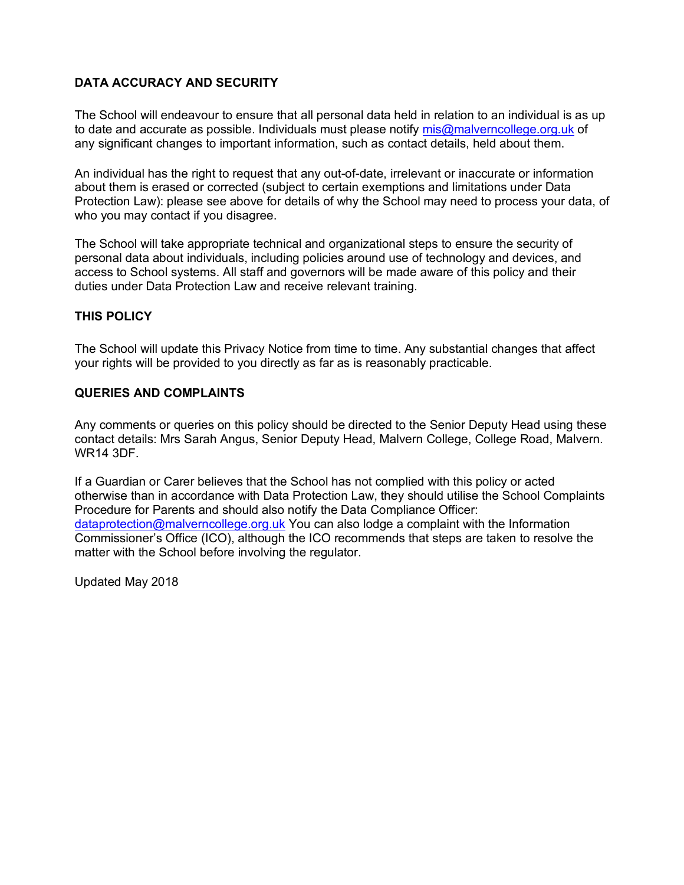**DATA ACCURACY AND SECURITY**

The School will endeavour to ensure that all personal data held in relation to an individual is as up to date and accurate as possible. Individuals must please notify mis@malverncollege.org.uk of any significant changes to important information, such as contact details, held about them.

An individual has the right to request that any out-of-date, irrelevant or inaccurate or information about them is erased or corrected (subject to certain exemptions and limitations under Data Protection Law): please see above for details of why the School may need to process your data, of who you may contact if you disagree.

The School will take appropriate technical and organizational steps to ensure the security of personal data about individuals, including policies around use of technology and devices, and access to School systems. All staff and governors will be made aware of this policy and their duties under Data Protection Law and receive relevant training.

**THIS POLICY**

The School will update this Privacy Notice from time to time. Any substantial changes that affect your rights will be provided to you directly as far as is reasonably practicable.

**QUERIES AND COMPLAINTS**

Any comments or queries on this policy should be directed to the Senior Deputy Head using these contact details: Mrs Sarah Angus, Senior Deputy Head, Malvern College, College Road, Malvern. WR14 3DF.

If a Guardian or Carer believes that the School has not complied with this policy or acted otherwise than in accordance with Data Protection Law, they should utilise the School Complaints Procedure for Parents and should also notify the Data Compliance Officer: dataprotection@malverncollege.org.uk You can also lodge a complaint with the Information Commissioner's Office (ICO), although the ICO recommends that steps are taken to resolve the matter with the School before involving the regulator.

Updated May 2018